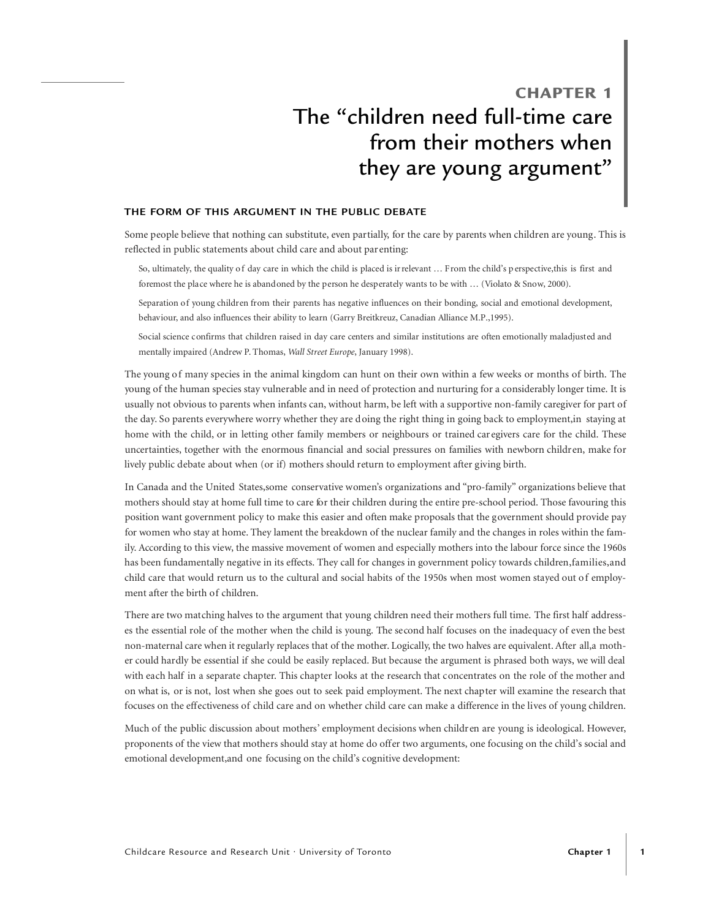# CHAPTER 1
# The "children need full-time care from their mothers when they are young argument"

### THE FORM OF THIS ARGUMENT IN THE PUBLIC DEBATE

Some people believe that nothing can substitute, even partially, for the care by parents when children are young. This is reflected in public statements about child care and about parenting:

> So, ultimately, the quality of day care in which the child is placed is irrelevant … From the child's perspective, this is first and foremost the place where he is abandoned by the person he desperately wants to be with … (Violato & Snow, 2000).

> Separation of young children from their parents has negative influences on their bonding, social and emotional development, behaviour, and also influences their ability to learn (Garry Breitkreuz, Canadian Alliance M.P., 1995).

> Social science confirms that children raised in day care centers and similar institutions are often emotionally maladjusted and mentally impaired (Andrew P. Thomas, *Wall Street Europe*, January 1998).

The young of many species in the animal kingdom can hunt on their own within a few weeks or months of birth. The young of the human species stay vulnerable and in need of protection and nurturing for a considerably longer time. It is usually not obvious to parents when infants can, without harm, be left with a supportive non-family caregiver for part of the day. So parents everywhere worry whether they are doing the right thing in going back to employment, in staying at home with the child, or in letting other family members or neighbours or trained caregivers care for the child. These uncertainties, together with the enormous financial and social pressures on families with newborn children, make for lively public debate about when (or if) mothers should return to employment after giving birth.

In Canada and the United States, some conservative women's organizations and "pro-family" organizations believe that mothers should stay at home full time to care for their children during the entire pre-school period. Those favouring this position want government policy to make this easier and often make proposals that the government should provide pay for women who stay at home. They lament the breakdown of the nuclear family and the changes in roles within the family. According to this view, the massive movement of women and especially mothers into the labour force since the 1960s has been fundamentally negative in its effects. They call for changes in government policy towards children, families, and child care that would return us to the cultural and social habits of the 1950s when most women stayed out of employment after the birth of children.

There are two matching halves to the argument that young children need their mothers full time. The first half addresses the essential role of the mother when the child is young. The second half focuses on the inadequacy of even the best non-maternal care when it regularly replaces that of the mother. Logically, the two halves are equivalent. After all, a mother could hardly be essential if she could be easily replaced. But because the argument is phrased both ways, we will deal with each half in a separate chapter. This chapter looks at the research that concentrates on the role of the mother and on what is, or is not, lost when she goes out to seek paid employment. The next chapter will examine the research that focuses on the effectiveness of child care and on whether child care can make a difference in the lives of young children.

Much of the public discussion about mothers' employment decisions when children are young is ideological. However, proponents of the view that mothers should stay at home do offer two arguments, one focusing on the child's social and emotional development, and one focusing on the child's cognitive development: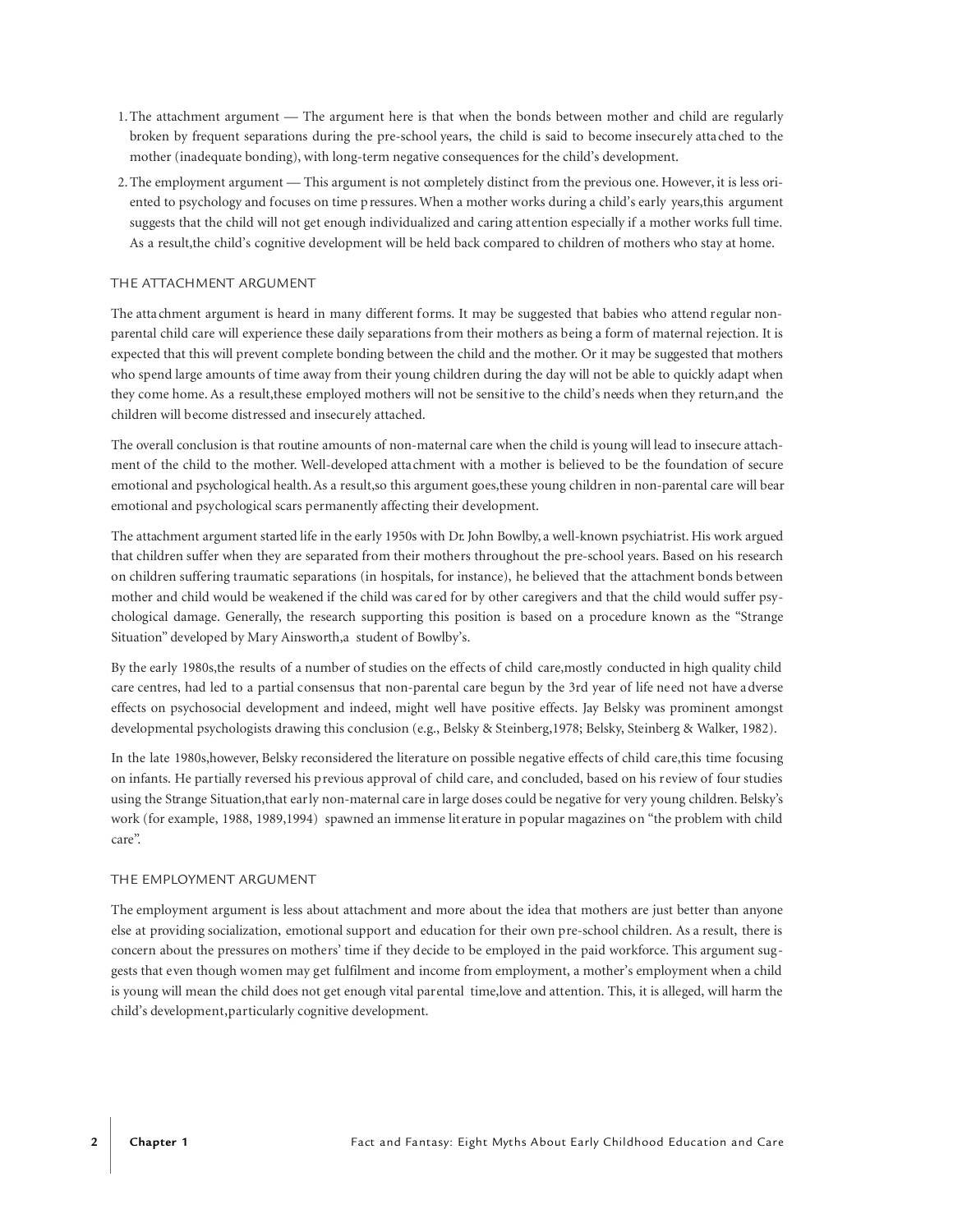1. The attachment argument — The argument here is that when the bonds between mother and child are regularly broken by frequent separations during the pre-school years, the child is said to become insecurely attached to the mother (inadequate bonding), with long-term negative consequences for the child's development.
2. The employment argument — This argument is not completely distinct from the previous one. However, it is less oriented to psychology and focuses on time pressures. When a mother works during a child's early years, this argument suggests that the child will not get enough individualized and caring attention especially if a mother works full time. As a result, the child's cognitive development will be held back compared to children of mothers who stay at home.

## THE ATTACHMENT ARGUMENT

The attachment argument is heard in many different forms. It may be suggested that babies who attend regular non-parental child care will experience these daily separations from their mothers as being a form of maternal rejection. It is expected that this will prevent complete bonding between the child and the mother. Or it may be suggested that mothers who spend large amounts of time away from their young children during the day will not be able to quickly adapt when they come home. As a result, these employed mothers will not be sensitive to the child's needs when they return, and the children will become distressed and insecurely attached.

The overall conclusion is that routine amounts of non-maternal care when the child is young will lead to insecure attachment of the child to the mother. Well-developed attachment with a mother is believed to be the foundation of secure emotional and psychological health. As a result, so this argument goes, these young children in non-parental care will bear emotional and psychological scars permanently affecting their development.

The attachment argument started life in the early 1950s with Dr. John Bowlby, a well-known psychiatrist. His work argued that children suffer when they are separated from their mothers throughout the pre-school years. Based on his research on children suffering traumatic separations (in hospitals, for instance), he believed that the attachment bonds between mother and child would be weakened if the child was cared for by other caregivers and that the child would suffer psychological damage. Generally, the research supporting this position is based on a procedure known as the "Strange Situation" developed by Mary Ainsworth, a student of Bowlby's.

By the early 1980s, the results of a number of studies on the effects of child care, mostly conducted in high quality child care centres, had led to a partial consensus that non-parental care begun by the 3rd year of life need not have adverse effects on psychosocial development and indeed, might well have positive effects. Jay Belsky was prominent amongst developmental psychologists drawing this conclusion (e.g., Belsky & Steinberg, 1978; Belsky, Steinberg & Walker, 1982).

In the late 1980s, however, Belsky reconsidered the literature on possible negative effects of child care, this time focusing on infants. He partially reversed his previous approval of child care, and concluded, based on his review of four studies using the Strange Situation, that early non-maternal care in large doses could be negative for very young children. Belsky's work (for example, 1988, 1989, 1994) spawned an immense literature in popular magazines on "the problem with child care".

## THE EMPLOYMENT ARGUMENT

The employment argument is less about attachment and more about the idea that mothers are just better than anyone else at providing socialization, emotional support and education for their own pre-school children. As a result, there is concern about the pressures on mothers' time if they decide to be employed in the paid workforce. This argument suggests that even though women may get fulfilment and income from employment, a mother's employment when a child is young will mean the child does not get enough vital parental time, love and attention. This, it is alleged, will harm the child's development, particularly cognitive development.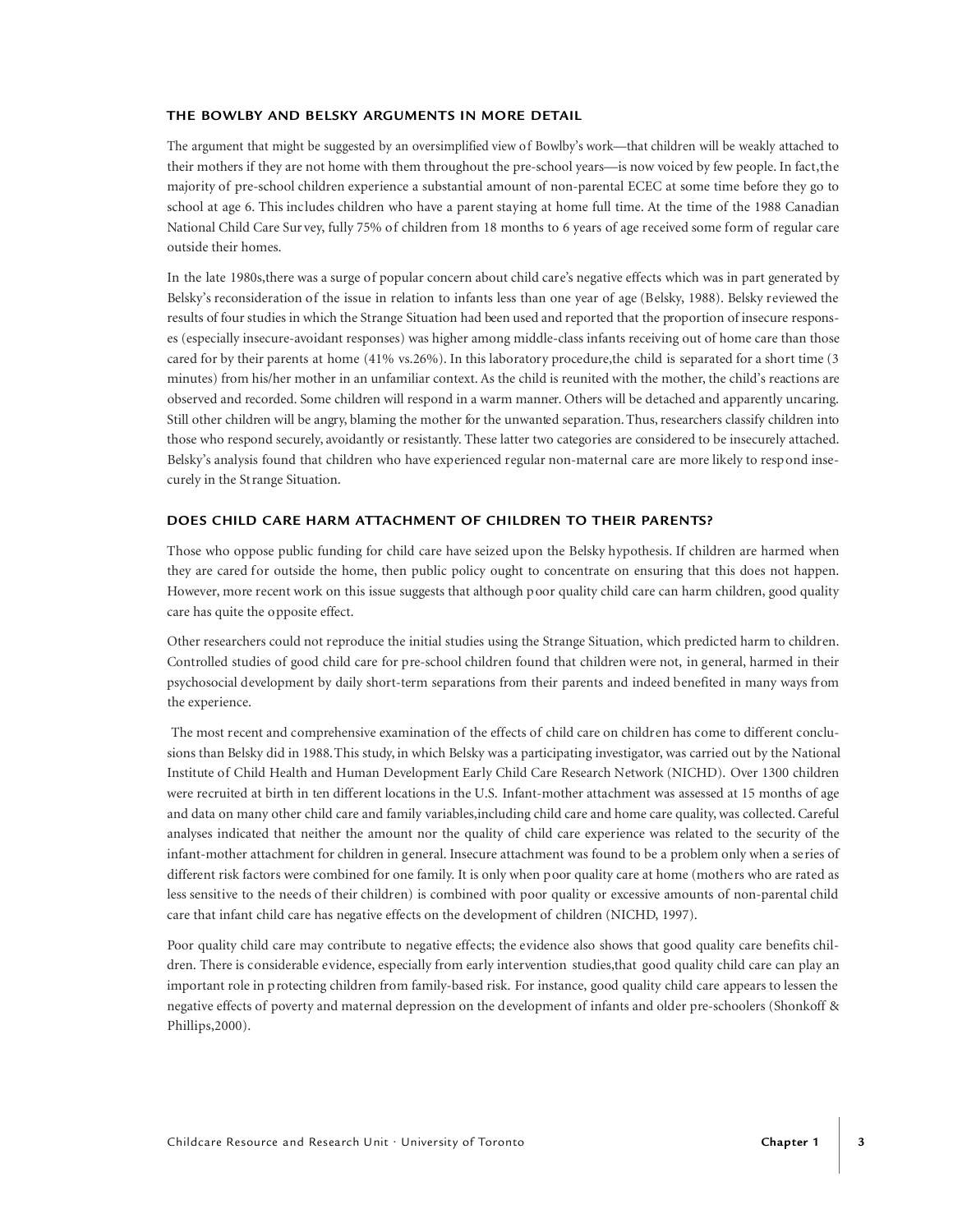## THE BOWLBY AND BELSKY ARGUMENTS IN MORE DETAIL

The argument that might be suggested by an oversimplified view of Bowlby's work—that children will be weakly attached to their mothers if they are not home with them throughout the pre-school years—is now voiced by few people. In fact, the majority of pre-school children experience a substantial amount of non-parental ECEC at some time before they go to school at age 6. This includes children who have a parent staying at home full time. At the time of the 1988 Canadian National Child Care Survey, fully 75% of children from 18 months to 6 years of age received some form of regular care outside their homes.

In the late 1980s, there was a surge of popular concern about child care's negative effects which was in part generated by Belsky's reconsideration of the issue in relation to infants less than one year of age (Belsky, 1988). Belsky reviewed the results of four studies in which the Strange Situation had been used and reported that the proportion of insecure responses (especially insecure-avoidant responses) was higher among middle-class infants receiving out of home care than those cared for by their parents at home (41% vs. 26%). In this laboratory procedure, the child is separated for a short time (3 minutes) from his/her mother in an unfamiliar context. As the child is reunited with the mother, the child's reactions are observed and recorded. Some children will respond in a warm manner. Others will be detached and apparently uncaring. Still other children will be angry, blaming the mother for the unwanted separation. Thus, researchers classify children into those who respond securely, avoidantly or resistantly. These latter two categories are considered to be insecurely attached. Belsky's analysis found that children who have experienced regular non-maternal care are more likely to respond insecurely in the Strange Situation.

## DOES CHILD CARE HARM ATTACHMENT OF CHILDREN TO THEIR PARENTS?

Those who oppose public funding for child care have seized upon the Belsky hypothesis. If children are harmed when they are cared for outside the home, then public policy ought to concentrate on ensuring that this does not happen. However, more recent work on this issue suggests that although poor quality child care can harm children, good quality care has quite the opposite effect.

Other researchers could not reproduce the initial studies using the Strange Situation, which predicted harm to children. Controlled studies of good child care for pre-school children found that children were not, in general, harmed in their psychosocial development by daily short-term separations from their parents and indeed benefited in many ways from the experience.

The most recent and comprehensive examination of the effects of child care on children has come to different conclusions than Belsky did in 1988. This study, in which Belsky was a participating investigator, was carried out by the National Institute of Child Health and Human Development Early Child Care Research Network (NICHD). Over 1300 children were recruited at birth in ten different locations in the U.S. Infant-mother attachment was assessed at 15 months of age and data on many other child care and family variables, including child care and home care quality, was collected. Careful analyses indicated that neither the amount nor the quality of child care experience was related to the security of the infant-mother attachment for children in general. Insecure attachment was found to be a problem only when a series of different risk factors were combined for one family. It is only when poor quality care at home (mothers who are rated as less sensitive to the needs of their children) is combined with poor quality or excessive amounts of non-parental child care that infant child care has negative effects on the development of children (NICHD, 1997).

Poor quality child care may contribute to negative effects; the evidence also shows that good quality care benefits children. There is considerable evidence, especially from early intervention studies, that good quality child care can play an important role in protecting children from family-based risk. For instance, good quality child care appears to lessen the negative effects of poverty and maternal depression on the development of infants and older pre-schoolers (Shonkoff & Phillips, 2000).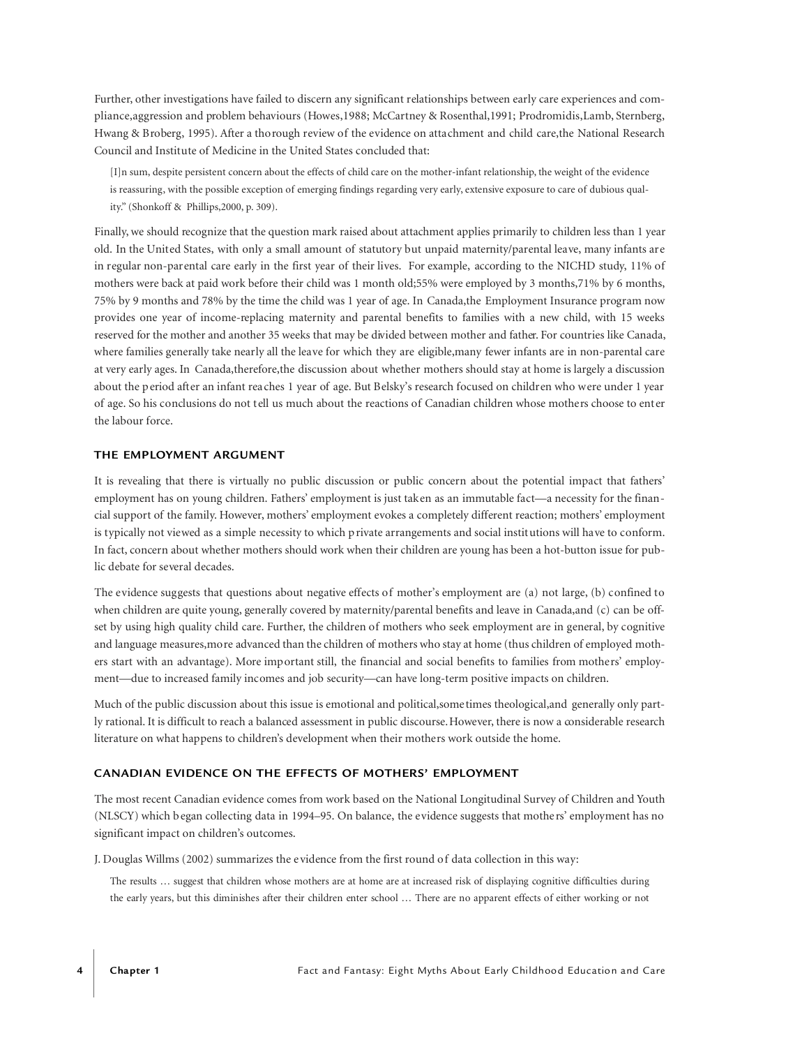Further, other investigations have failed to discern any significant relationships between early care experiences and compliance,aggression and problem behaviours (Howes,1988; McCartney & Rosenthal,1991; Prodromidis,Lamb, Sternberg, Hwang & Broberg, 1995). After a thorough review of the evidence on attachment and child care,the National Research Council and Institute of Medicine in the United States concluded that:

> [I]n sum, despite persistent concern about the effects of child care on the mother-infant relationship, the weight of the evidence is reassuring, with the possible exception of emerging findings regarding very early, extensive exposure to care of dubious quality." (Shonkoff & Phillips,2000, p. 309).

Finally, we should recognize that the question mark raised about attachment applies primarily to children less than 1 year old. In the United States, with only a small amount of statutory but unpaid maternity/parental leave, many infants are in regular non-parental care early in the first year of their lives. For example, according to the NICHD study, 11% of mothers were back at paid work before their child was 1 month old;55% were employed by 3 months,71% by 6 months, 75% by 9 months and 78% by the time the child was 1 year of age. In Canada,the Employment Insurance program now provides one year of income-replacing maternity and parental benefits to families with a new child, with 15 weeks reserved for the mother and another 35 weeks that may be divided between mother and father. For countries like Canada, where families generally take nearly all the leave for which they are eligible,many fewer infants are in non-parental care at very early ages. In Canada,therefore,the discussion about whether mothers should stay at home is largely a discussion about the period after an infant reaches 1 year of age. But Belsky's research focused on children who were under 1 year of age. So his conclusions do not tell us much about the reactions of Canadian children whose mothers choose to enter the labour force.

### THE EMPLOYMENT ARGUMENT

It is revealing that there is virtually no public discussion or public concern about the potential impact that fathers' employment has on young children. Fathers' employment is just taken as an immutable fact—a necessity for the financial support of the family. However, mothers' employment evokes a completely different reaction; mothers' employment is typically not viewed as a simple necessity to which private arrangements and social institutions will have to conform. In fact, concern about whether mothers should work when their children are young has been a hot-button issue for public debate for several decades.

The evidence suggests that questions about negative effects of mother's employment are (a) not large, (b) confined to when children are quite young, generally covered by maternity/parental benefits and leave in Canada,and (c) can be offset by using high quality child care. Further, the children of mothers who seek employment are in general, by cognitive and language measures,more advanced than the children of mothers who stay at home (thus children of employed mothers start with an advantage). More important still, the financial and social benefits to families from mothers' employment—due to increased family incomes and job security—can have long-term positive impacts on children.

Much of the public discussion about this issue is emotional and political,sometimes theological,and generally only partly rational. It is difficult to reach a balanced assessment in public discourse. However, there is now a considerable research literature on what happens to children's development when their mothers work outside the home.

### CANADIAN EVIDENCE ON THE EFFECTS OF MOTHERS' EMPLOYMENT

The most recent Canadian evidence comes from work based on the National Longitudinal Survey of Children and Youth (NLSCY) which began collecting data in 1994–95. On balance, the evidence suggests that mothers' employment has no significant impact on children's outcomes.

J. Douglas Willms (2002) summarizes the evidence from the first round of data collection in this way:

> The results … suggest that children whose mothers are at home are at increased risk of displaying cognitive difficulties during the early years, but this diminishes after their children enter school … There are no apparent effects of either working or not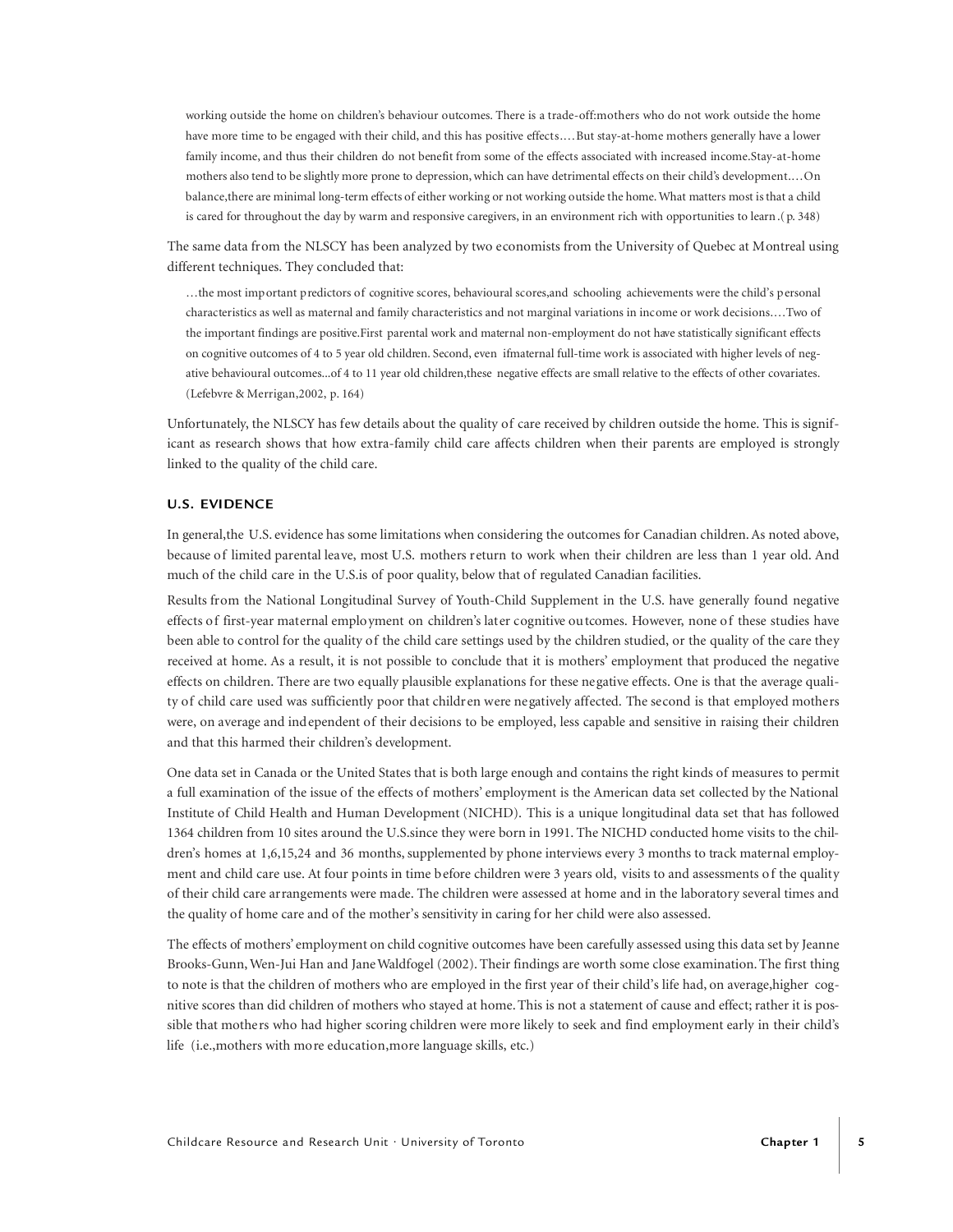> working outside the home on children's behaviour outcomes. There is a trade-off:mothers who do not work outside the home have more time to be engaged with their child, and this has positive effects.…But stay-at-home mothers generally have a lower family income, and thus their children do not benefit from some of the effects associated with increased income.Stay-at-home mothers also tend to be slightly more prone to depression, which can have detrimental effects on their child's development.…On balance,there are minimal long-term effects of either working or not working outside the home. What matters most is that a child is cared for throughout the day by warm and responsive caregivers, in an environment rich with opportunities to learn.( p. 348)

The same data from the NLSCY has been analyzed by two economists from the University of Quebec at Montreal using different techniques. They concluded that:

> …the most important predictors of cognitive scores, behavioural scores,and schooling achievements were the child's personal characteristics as well as maternal and family characteristics and not marginal variations in income or work decisions.…Two of the important findings are positive.First parental work and maternal non-employment do not have statistically significant effects on cognitive outcomes of 4 to 5 year old children. Second, even ifmaternal full-time work is associated with higher levels of negative behavioural outcomes...of 4 to 11 year old children,these negative effects are small relative to the effects of other covariates. (Lefebvre & Merrigan,2002, p. 164)

Unfortunately, the NLSCY has few details about the quality of care received by children outside the home. This is significant as research shows that how extra-family child care affects children when their parents are employed is strongly linked to the quality of the child care.

### U.S. EVIDENCE

In general,the U.S. evidence has some limitations when considering the outcomes for Canadian children.As noted above, because of limited parental leave, most U.S. mothers return to work when their children are less than 1 year old. And much of the child care in the U.S.is of poor quality, below that of regulated Canadian facilities.

Results from the National Longitudinal Survey of Youth-Child Supplement in the U.S. have generally found negative effects of first-year maternal employment on children's later cognitive outcomes. However, none of these studies have been able to control for the quality of the child care settings used by the children studied, or the quality of the care they received at home. As a result, it is not possible to conclude that it is mothers' employment that produced the negative effects on children. There are two equally plausible explanations for these negative effects. One is that the average quality of child care used was sufficiently poor that children were negatively affected. The second is that employed mothers were, on average and independent of their decisions to be employed, less capable and sensitive in raising their children and that this harmed their children's development.

One data set in Canada or the United States that is both large enough and contains the right kinds of measures to permit a full examination of the issue of the effects of mothers' employment is the American data set collected by the National Institute of Child Health and Human Development (NICHD). This is a unique longitudinal data set that has followed 1364 children from 10 sites around the U.S.since they were born in 1991. The NICHD conducted home visits to the children's homes at 1,6,15,24 and 36 months, supplemented by phone interviews every 3 months to track maternal employment and child care use. At four points in time before children were 3 years old, visits to and assessments of the quality of their child care arrangements were made. The children were assessed at home and in the laboratory several times and the quality of home care and of the mother's sensitivity in caring for her child were also assessed.

The effects of mothers' employment on child cognitive outcomes have been carefully assessed using this data set by Jeanne Brooks-Gunn, Wen-Jui Han and Jane Waldfogel (2002). Their findings are worth some close examination. The first thing to note is that the children of mothers who are employed in the first year of their child's life had, on average,higher cognitive scores than did children of mothers who stayed at home. This is not a statement of cause and effect; rather it is possible that mothers who had higher scoring children were more likely to seek and find employment early in their child's life (i.e.,mothers with more education,more language skills, etc.)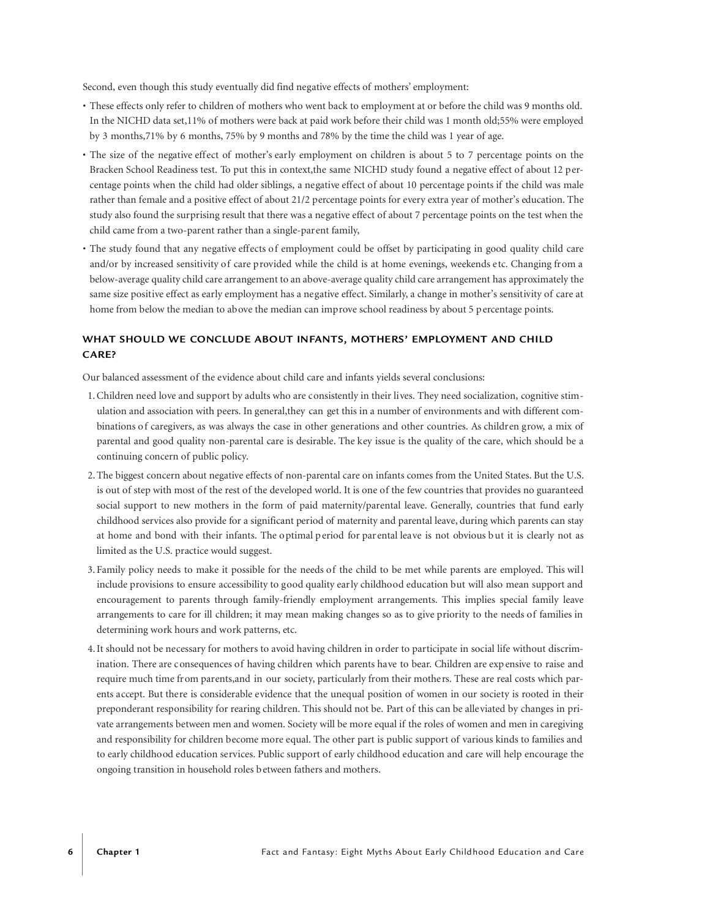Second, even though this study eventually did find negative effects of mothers' employment:

- These effects only refer to children of mothers who went back to employment at or before the child was 9 months old. In the NICHD data set,11% of mothers were back at paid work before their child was 1 month old;55% were employed by 3 months,71% by 6 months, 75% by 9 months and 78% by the time the child was 1 year of age.
- The size of the negative effect of mother's early employment on children is about 5 to 7 percentage points on the Bracken School Readiness test. To put this in context,the same NICHD study found a negative effect of about 12 percentage points when the child had older siblings, a negative effect of about 10 percentage points if the child was male rather than female and a positive effect of about 21/2 percentage points for every extra year of mother's education. The study also found the surprising result that there was a negative effect of about 7 percentage points on the test when the child came from a two-parent rather than a single-parent family,
- The study found that any negative effects of employment could be offset by participating in good quality child care and/or by increased sensitivity of care provided while the child is at home evenings, weekends etc. Changing from a below-average quality child care arrangement to an above-average quality child care arrangement has approximately the same size positive effect as early employment has a negative effect. Similarly, a change in mother's sensitivity of care at home from below the median to above the median can improve school readiness by about 5 percentage points.

### WHAT SHOULD WE CONCLUDE ABOUT INFANTS, MOTHERS' EMPLOYMENT AND CHILD CARE?

Our balanced assessment of the evidence about child care and infants yields several conclusions:

1. Children need love and support by adults who are consistently in their lives. They need socialization, cognitive stimulation and association with peers. In general,they can get this in a number of environments and with different combinations of caregivers, as was always the case in other generations and other countries. As children grow, a mix of parental and good quality non-parental care is desirable. The key issue is the quality of the care, which should be a continuing concern of public policy.
2. The biggest concern about negative effects of non-parental care on infants comes from the United States. But the U.S. is out of step with most of the rest of the developed world. It is one of the few countries that provides no guaranteed social support to new mothers in the form of paid maternity/parental leave. Generally, countries that fund early childhood services also provide for a significant period of maternity and parental leave, during which parents can stay at home and bond with their infants. The optimal period for parental leave is not obvious but it is clearly not as limited as the U.S. practice would suggest.
3. Family policy needs to make it possible for the needs of the child to be met while parents are employed. This will include provisions to ensure accessibility to good quality early childhood education but will also mean support and encouragement to parents through family-friendly employment arrangements. This implies special family leave arrangements to care for ill children; it may mean making changes so as to give priority to the needs of families in determining work hours and work patterns, etc.
4. It should not be necessary for mothers to avoid having children in order to participate in social life without discrimination. There are consequences of having children which parents have to bear. Children are expensive to raise and require much time from parents,and in our society, particularly from their mothers. These are real costs which parents accept. But there is considerable evidence that the unequal position of women in our society is rooted in their preponderant responsibility for rearing children. This should not be. Part of this can be alleviated by changes in private arrangements between men and women. Society will be more equal if the roles of women and men in caregiving and responsibility for children become more equal. The other part is public support of various kinds to families and to early childhood education services. Public support of early childhood education and care will help encourage the ongoing transition in household roles between fathers and mothers.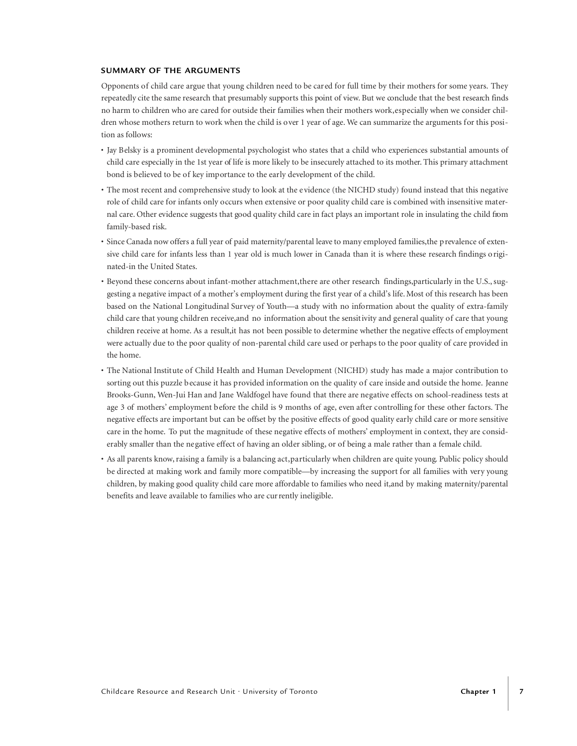### SUMMARY OF THE ARGUMENTS

Opponents of child care argue that young children need to be cared for full time by their mothers for some years. They repeatedly cite the same research that presumably supports this point of view. But we conclude that the best research finds no harm to children who are cared for outside their families when their mothers work, especially when we consider children whose mothers return to work when the child is over 1 year of age. We can summarize the arguments for this position as follows:

- Jay Belsky is a prominent developmental psychologist who states that a child who experiences substantial amounts of child care especially in the 1st year of life is more likely to be insecurely attached to its mother. This primary attachment bond is believed to be of key importance to the early development of the child.
- The most recent and comprehensive study to look at the evidence (the NICHD study) found instead that this negative role of child care for infants only occurs when extensive or poor quality child care is combined with insensitive maternal care. Other evidence suggests that good quality child care in fact plays an important role in insulating the child from family-based risk.
- Since Canada now offers a full year of paid maternity/parental leave to many employed families, the prevalence of extensive child care for infants less than 1 year old is much lower in Canada than it is where these research findings originated-in the United States.
- Beyond these concerns about infant-mother attachment, there are other research findings, particularly in the U.S., suggesting a negative impact of a mother's employment during the first year of a child's life. Most of this research has been based on the National Longitudinal Survey of Youth—a study with no information about the quality of extra-family child care that young children receive, and no information about the sensitivity and general quality of care that young children receive at home. As a result, it has not been possible to determine whether the negative effects of employment were actually due to the poor quality of non-parental child care used or perhaps to the poor quality of care provided in the home.
- The National Institute of Child Health and Human Development (NICHD) study has made a major contribution to sorting out this puzzle because it has provided information on the quality of care inside and outside the home. Jeanne Brooks-Gunn, Wen-Jui Han and Jane Waldfogel have found that there are negative effects on school-readiness tests at age 3 of mothers' employment before the child is 9 months of age, even after controlling for these other factors. The negative effects are important but can be offset by the positive effects of good quality early child care or more sensitive care in the home. To put the magnitude of these negative effects of mothers' employment in context, they are considerably smaller than the negative effect of having an older sibling, or of being a male rather than a female child.
- As all parents know, raising a family is a balancing act, particularly when children are quite young. Public policy should be directed at making work and family more compatible—by increasing the support for all families with very young children, by making good quality child care more affordable to families who need it, and by making maternity/parental benefits and leave available to families who are currently ineligible.